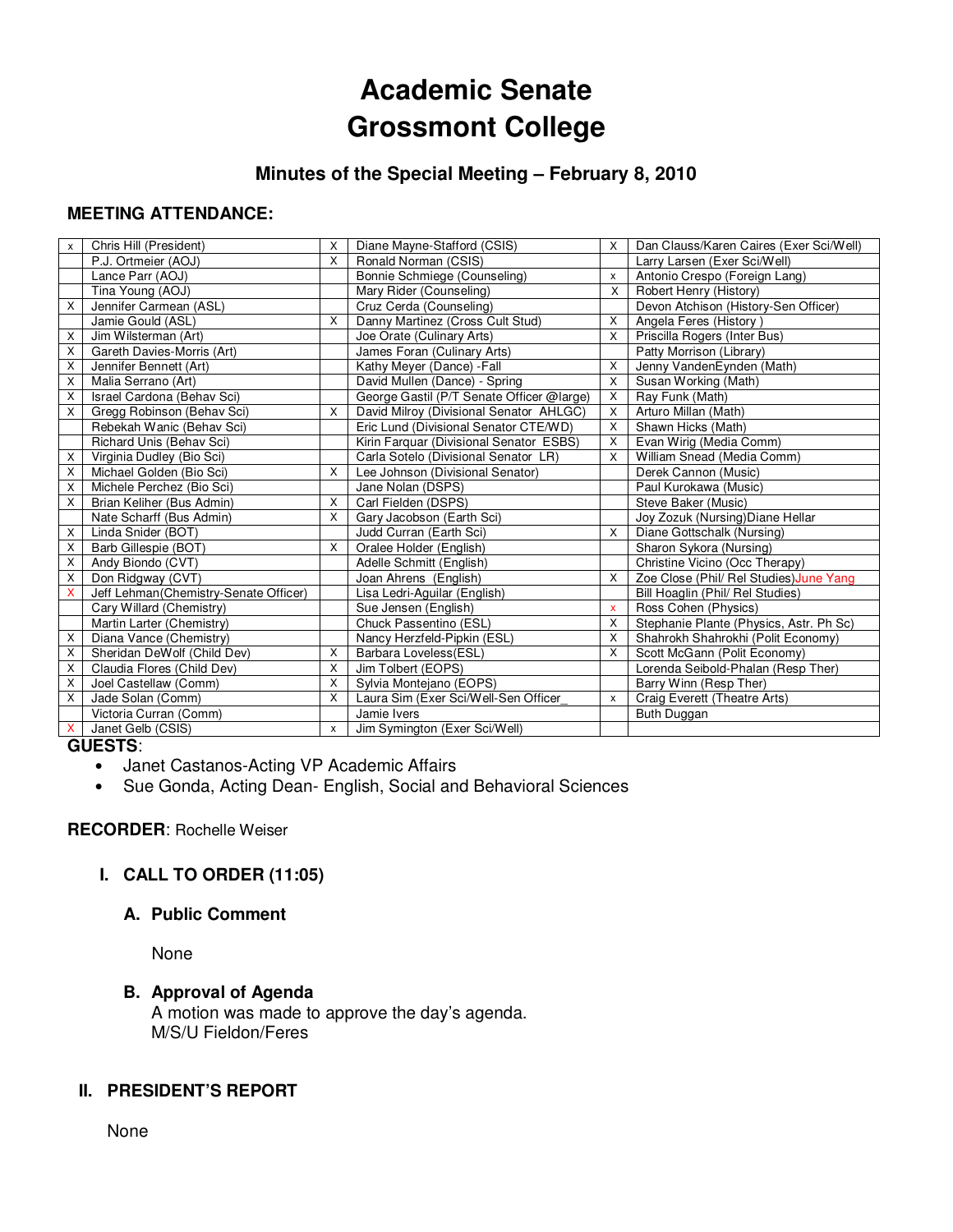# Academic Senate
# Grossmont College

## Minutes of the Special Meeting – February 8, 2010

### MEETING ATTENDANCE:

| | | | | | |
|---|---|---|---|---|---|
| x | Chris Hill (President) | X | Diane Mayne-Stafford (CSIS) | X | Dan Clauss/Karen Caires (Exer Sci/Well) |
| | P.J. Ortmeier (AOJ) | X | Ronald Norman (CSIS) | | Larry Larsen (Exer Sci/Well) |
| | Lance Parr (AOJ) | | Bonnie Schmiege (Counseling) | x | Antonio Crespo (Foreign Lang) |
| | Tina Young (AOJ) | | Mary Rider (Counseling) | X | Robert Henry (History) |
| X | Jennifer Carmean (ASL) | | Cruz Cerda (Counseling) | | Devon Atchison (History-Sen Officer) |
| | Jamie Gould (ASL) | X | Danny Martinez (Cross Cult Stud) | X | Angela Feres (History ) |
| X | Jim Wilsterman (Art) | | Joe Orate (Culinary Arts) | X | Priscilla Rogers (Inter Bus) |
| X | Gareth Davies-Morris (Art) | | James Foran (Culinary Arts) | | Patty Morrison (Library) |
| X | Jennifer Bennett (Art) | | Kathy Meyer (Dance) -Fall | X | Jenny VandenEynden (Math) |
| X | Malia Serrano (Art) | | David Mullen (Dance) - Spring | X | Susan Working (Math) |
| X | Israel Cardona (Behav Sci) | | George Gastil (P/T Senate Officer @large) | X | Ray Funk (Math) |
| X | Gregg Robinson (Behav Sci) | X | David Milroy (Divisional Senator AHLGC) | X | Arturo Millan (Math) |
| | Rebekah Wanic (Behav Sci) | | Eric Lund (Divisional Senator CTE/WD) | X | Shawn Hicks (Math) |
| | Richard Unis (Behav Sci) | | Kirin Farquar (Divisional Senator ESBS) | X | Evan Wirig (Media Comm) |
| X | Virginia Dudley (Bio Sci) | | Carla Sotelo (Divisional Senator LR) | X | William Snead (Media Comm) |
| X | Michael Golden (Bio Sci) | X | Lee Johnson (Divisional Senator) | | Derek Cannon (Music) |
| X | Michele Perchez (Bio Sci) | | Jane Nolan (DSPS) | | Paul Kurokawa (Music) |
| X | Brian Keliher (Bus Admin) | X | Carl Fielden (DSPS) | | Steve Baker (Music) |
| | Nate Scharff (Bus Admin) | X | Gary Jacobson (Earth Sci) | | Joy Zozuk (Nursing)Diane Hellar |
| X | Linda Snider (BOT) | | Judd Curran (Earth Sci) | X | Diane Gottschalk (Nursing) |
| X | Barb Gillespie (BOT) | X | Oralee Holder (English) | | Sharon Sykora (Nursing) |
| X | Andy Biondo (CVT) | | Adelle Schmitt (English) | | Christine Vicino (Occ Therapy) |
| X | Don Ridgway (CVT) | | Joan Ahrens (English) | X | Zoe Close (Phil/ Rel Studies)June Yang |
| X | Jeff Lehman(Chemistry-Senate Officer) | | Lisa Ledri-Aguilar (English) | | Bill Hoaglin (Phil/ Rel Studies) |
| | Cary Willard (Chemistry) | | Sue Jensen (English) | x | Ross Cohen (Physics) |
| | Martin Larter (Chemistry) | | Chuck Passentino (ESL) | X | Stephanie Plante (Physics, Astr. Ph Sc) |
| X | Diana Vance (Chemistry) | | Nancy Herzfeld-Pipkin (ESL) | X | Shahrokh Shahrokhi (Polit Economy) |
| X | Sheridan DeWolf (Child Dev) | X | Barbara Loveless(ESL) | X | Scott McGann (Polit Economy) |
| X | Claudia Flores (Child Dev) | X | Jim Tolbert (EOPS) | | Lorenda Seibold-Phalan (Resp Ther) |
| X | Joel Castellaw (Comm) | X | Sylvia Montejano (EOPS) | | Barry Winn (Resp Ther) |
| X | Jade Solan (Comm) | X | Laura Sim (Exer Sci/Well-Sen Officer_ | x | Craig Everett (Theatre Arts) |
| | Victoria Curran (Comm) | | Jamie Ivers | | Buth Duggan |
| X | Janet Gelb (CSIS) | x | Jim Symington (Exer Sci/Well) | | |

**GUESTS**:

- Janet Castanos-Acting VP Academic Affairs
- Sue Gonda, Acting Dean- English, Social and Behavioral Sciences

**RECORDER**: Rochelle Weiser

### I. CALL TO ORDER (11:05)

#### A. Public Comment

None

#### B. Approval of Agenda

A motion was made to approve the day's agenda.
M/S/U Fieldon/Feres

### II. PRESIDENT'S REPORT

None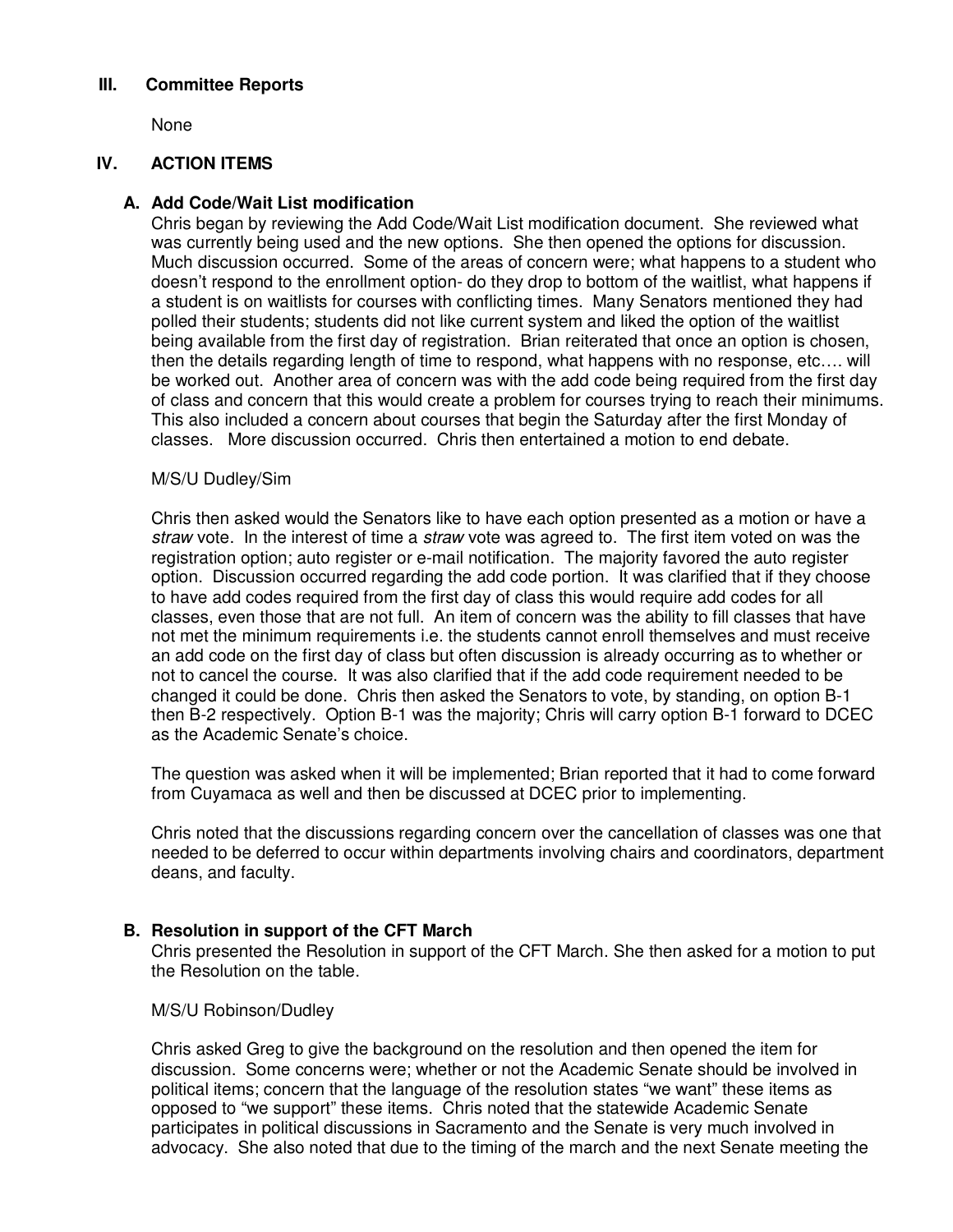## III. Committee Reports

None

## IV. ACTION ITEMS

### A. Add Code/Wait List modification

Chris began by reviewing the Add Code/Wait List modification document. She reviewed what was currently being used and the new options. She then opened the options for discussion. Much discussion occurred. Some of the areas of concern were; what happens to a student who doesn't respond to the enrollment option- do they drop to bottom of the waitlist, what happens if a student is on waitlists for courses with conflicting times. Many Senators mentioned they had polled their students; students did not like current system and liked the option of the waitlist being available from the first day of registration. Brian reiterated that once an option is chosen, then the details regarding length of time to respond, what happens with no response, etc…. will be worked out. Another area of concern was with the add code being required from the first day of class and concern that this would create a problem for courses trying to reach their minimums. This also included a concern about courses that begin the Saturday after the first Monday of classes. More discussion occurred. Chris then entertained a motion to end debate.

M/S/U Dudley/Sim

Chris then asked would the Senators like to have each option presented as a motion or have a *straw* vote. In the interest of time a *straw* vote was agreed to. The first item voted on was the registration option; auto register or e-mail notification. The majority favored the auto register option. Discussion occurred regarding the add code portion. It was clarified that if they choose to have add codes required from the first day of class this would require add codes for all classes, even those that are not full. An item of concern was the ability to fill classes that have not met the minimum requirements i.e. the students cannot enroll themselves and must receive an add code on the first day of class but often discussion is already occurring as to whether or not to cancel the course. It was also clarified that if the add code requirement needed to be changed it could be done. Chris then asked the Senators to vote, by standing, on option B-1 then B-2 respectively. Option B-1 was the majority; Chris will carry option B-1 forward to DCEC as the Academic Senate's choice.

The question was asked when it will be implemented; Brian reported that it had to come forward from Cuyamaca as well and then be discussed at DCEC prior to implementing.

Chris noted that the discussions regarding concern over the cancellation of classes was one that needed to be deferred to occur within departments involving chairs and coordinators, department deans, and faculty.

### B. Resolution in support of the CFT March

Chris presented the Resolution in support of the CFT March. She then asked for a motion to put the Resolution on the table.

M/S/U Robinson/Dudley

Chris asked Greg to give the background on the resolution and then opened the item for discussion. Some concerns were; whether or not the Academic Senate should be involved in political items; concern that the language of the resolution states "we want" these items as opposed to "we support" these items. Chris noted that the statewide Academic Senate participates in political discussions in Sacramento and the Senate is very much involved in advocacy. She also noted that due to the timing of the march and the next Senate meeting the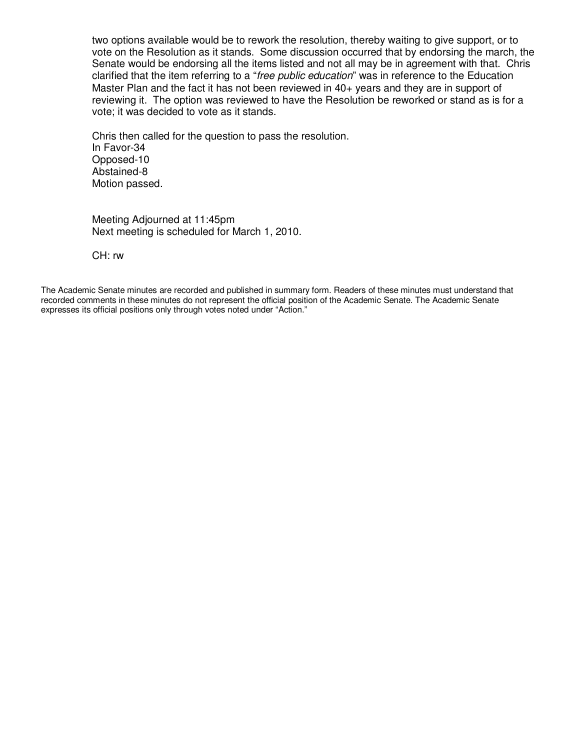two options available would be to rework the resolution, thereby waiting to give support, or to vote on the Resolution as it stands. Some discussion occurred that by endorsing the march, the Senate would be endorsing all the items listed and not all may be in agreement with that. Chris clarified that the item referring to a "*free public education*" was in reference to the Education Master Plan and the fact it has not been reviewed in 40+ years and they are in support of reviewing it. The option was reviewed to have the Resolution be reworked or stand as is for a vote; it was decided to vote as it stands.

Chris then called for the question to pass the resolution.
In Favor-34
Opposed-10
Abstained-8
Motion passed.

Meeting Adjourned at 11:45pm
Next meeting is scheduled for March 1, 2010.

CH: rw

The Academic Senate minutes are recorded and published in summary form. Readers of these minutes must understand that recorded comments in these minutes do not represent the official position of the Academic Senate. The Academic Senate expresses its official positions only through votes noted under "Action."